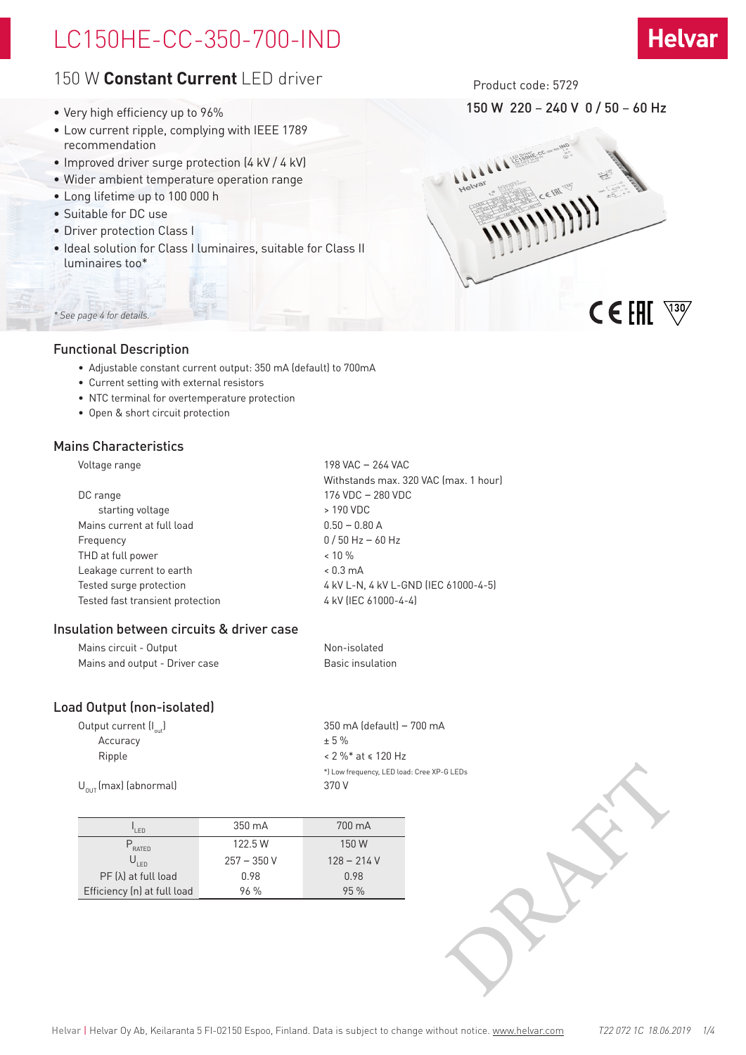# LC150HE-CC-350-700-IND

## 150 W **Constant Current** LED driver

Product code: 5729

150 W 220 – 240 V 0 / 50 – 60 Hz

- Very high efficiency up to 96%
- Low current ripple, complying with IEEE 1789 recommendation
- Improved driver surge protection (4 kV / 4 kV)
- Wider ambient temperature operation range
- Long lifetime up to 100 000 h
- Suitable for DC use
- Driver protection Class I
- Ideal solution for Class I luminaires, suitable for Class II luminaires too*

*\* See page 4 for details.*

## Functional Description

- Adjustable constant current output: 350 mA (default) to 700mA
- Current setting with external resistors
- NTC terminal for overtemperature protection
- Open & short circuit protection

## Mains Characteristics

| | |
|---|---|
| Voltage range | 198 VAC – 264 VAC<br>Withstands max. 320 VAC (max. 1 hour) |
| DC range | 176 VDC – 280 VDC |
| starting voltage | > 190 VDC |
| Mains current at full load | 0.50 – 0.80 A |
| Frequency | 0 / 50 Hz – 60 Hz |
| THD at full power | < 10 % |
| Leakage current to earth | < 0.3 mA |
| Tested surge protection | 4 kV L-N, 4 kV L-GND (IEC 61000-4-5) |
| Tested fast transient protection | 4 kV (IEC 61000-4-4) |

## Insulation between circuits & driver case

| | |
|---|---|
| Mains circuit - Output | Non-isolated |
| Mains and output - Driver case | Basic insulation |

## Load Output (non-isolated)

| | |
|---|---|
| Output current ($I_{out}$) | 350 mA (default) – 700 mA |
| Accuracy | ± 5 % |
| Ripple | < 2 %* at ≤ 120 Hz<br>*) Low frequency, LED load: Cree XP-G LEDs |
| $U_{OUT}$ (max) (abnormal) | 370 V |

| $I_{LED}$ | 350 mA | 700 mA |
|---|---|---|
| $P_{RATED}$ | 122.5 W | 150 W |
| $U_{LED}$ | 257 – 350 V | 128 – 214 V |
| PF (λ) at full load | 0.98 | 0.98 |
| Efficiency (η) at full load | 96 % | 95 % |

DRAFT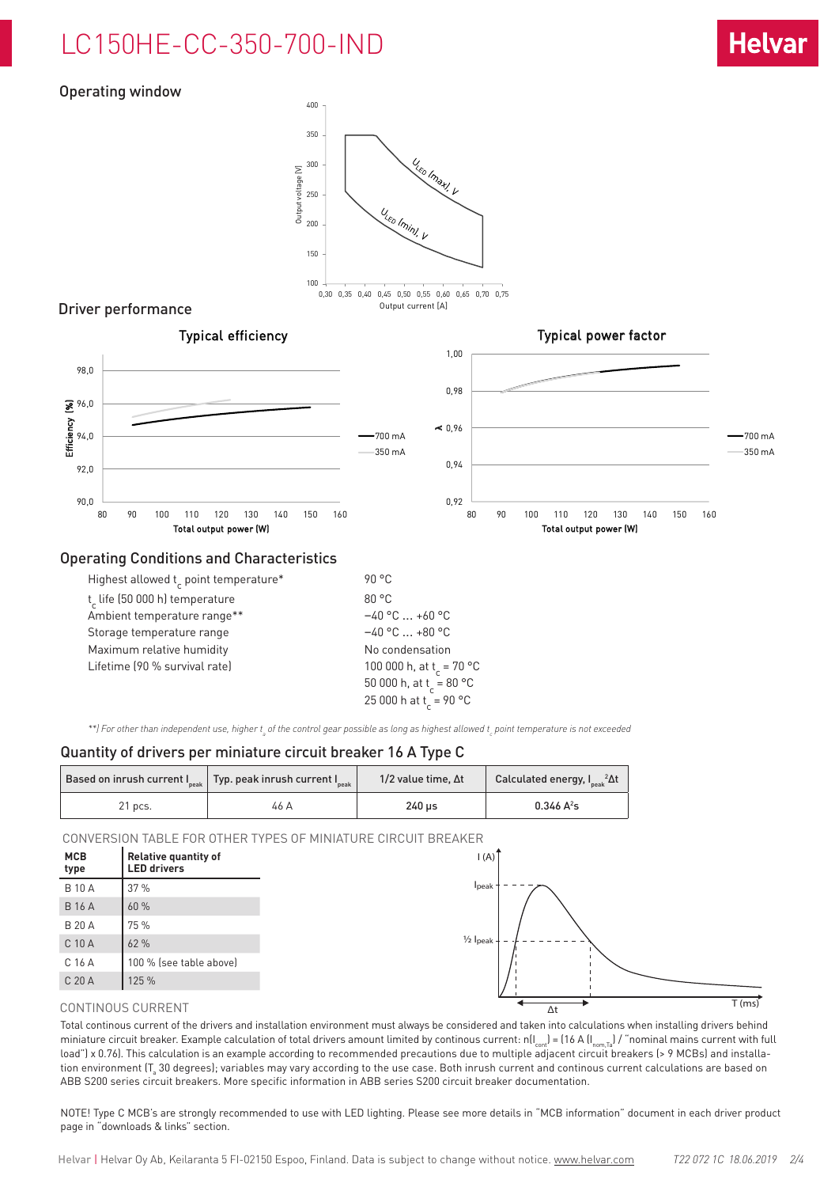# LC150HE-CC-350-700-IND

## Operating window

## Driver performance

Typical efficiency

Typical power factor

## Operating Conditions and Characteristics

| | |
|---|---|
| Highest allowed $t_c$ point temperature* | 90 °C |
| $t_c$ life (50 000 h) temperature | 80 °C |
| Ambient temperature range** | −40 °C … +60 °C |
| Storage temperature range | −40 °C … +80 °C |
| Maximum relative humidity | No condensation |
| Lifetime (90 % survival rate) | 100 000 h, at $t_c$ = 70 °C |
| | 50 000 h, at $t_c$ = 80 °C |
| | 25 000 h at $t_c$ = 90 °C |

*\*\*) For other than independent use, higher $t_a$ of the control gear possible as long as highest allowed $t_c$ point temperature is not exceeded*

## Quantity of drivers per miniature circuit breaker 16 A Type C

| Based on inrush current $I_{peak}$ | Typ. peak inrush current $I_{peak}$ | 1/2 value time, Δt | Calculated energy, $I_{peak}{}^2\Delta t$ |
|---|---|---|---|
| 21 pcs. | 46 A | **240 µs** | **0.346 $A^2s$** |

CONVERSION TABLE FOR OTHER TYPES OF MINIATURE CIRCUIT BREAKER

| MCB type | Relative quantity of LED drivers |
|---|---|
| B 10 A | 37 % |
| B 16 A | 60 % |
| B 20 A | 75 % |
| C 10 A | 62 % |
| C 16 A | 100 % (see table above) |
| C 20 A | 125 % |

CONTINOUS CURRENT

Total continous current of the drivers and installation environment must always be considered and taken into calculations when installing drivers behind miniature circuit breaker. Example calculation of total drivers amount limited by continous current: $n(I_{cont})$ = (16 A ($I_{nom,Ta}$) / "nominal mains current with full load") x 0.76). This calculation is an example according to recommended precautions due to multiple adjacent circuit breakers (> 9 MCBs) and installation environment ($T_a$ 30 degrees); variables may vary according to the use case. Both inrush current and continous current calculations are based on ABB S200 series circuit breakers. More specific information in ABB series S200 circuit breaker documentation.

NOTE! Type C MCB's are strongly recommended to use with LED lighting. Please see more details in "MCB information" document in each driver product page in "downloads & links" section.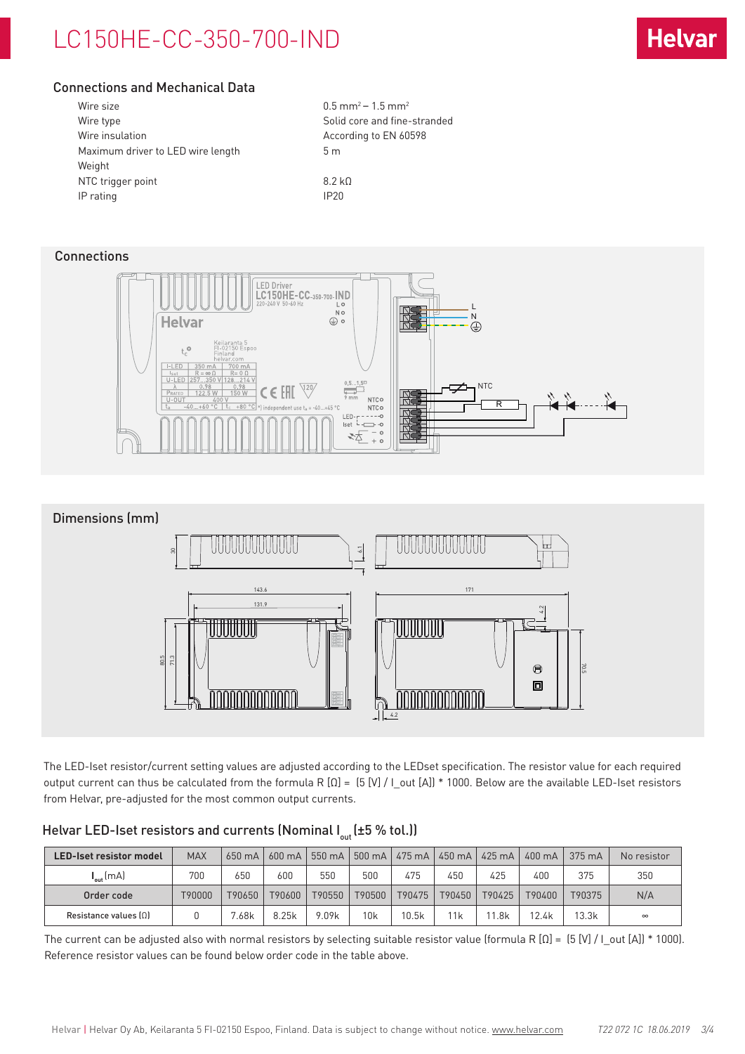## Connections and Mechanical Data

| | |
|---|---|
| Wire size | 0.5 mm² – 1.5 mm² |
| Wire type | Solid core and fine-stranded |
| Wire insulation | According to EN 60598 |
| Maximum driver to LED wire length | 5 m |
| Weight | |
| NTC trigger point | 8.2 kΩ |
| IP rating | IP20 |

## Connections

## Dimensions (mm)

The LED-Iset resistor/current setting values are adjusted according to the LEDset specification. The resistor value for each required output current can thus be calculated from the formula R [Ω] = (5 [V] / I_out [A]) * 1000. Below are the available LED-Iset resistors from Helvar, pre-adjusted for the most common output currents.

### Helvar LED-Iset resistors and currents (Nominal $I_{out}$ (±5 % tol.))

| LED-Iset resistor model | MAX | 650 mA | 600 mA | 550 mA | 500 mA | 475 mA | 450 mA | 425 mA | 400 mA | 375 mA | No resistor |
|---|---|---|---|---|---|---|---|---|---|---|---|
| $I_{out}$ (mA) | 700 | 650 | 600 | 550 | 500 | 475 | 450 | 425 | 400 | 375 | 350 |
| Order code | T90000 | T90650 | T90600 | T90550 | T90500 | T90475 | T90450 | T90425 | T90400 | T90375 | N/A |
| Resistance values (Ω) | 0 | 7.68k | 8.25k | 9.09k | 10k | 10.5k | 11k | 11.8k | 12.4k | 13.3k | ∞ |

The current can be adjusted also with normal resistors by selecting suitable resistor value (formula R [Ω] = (5 [V] / I_out [A]) * 1000). Reference resistor values can be found below order code in the table above.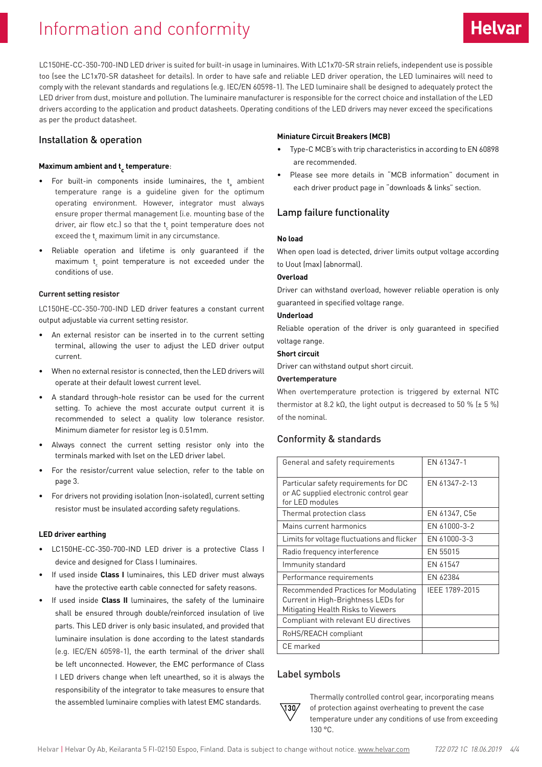# Information and conformity

LC150HE-CC-350-700-IND LED driver is suited for built-in usage in luminaires. With LC1x70-SR strain reliefs, independent use is possible too (see the LC1x70-SR datasheet for details). In order to have safe and reliable LED driver operation, the LED luminaires will need to comply with the relevant standards and regulations (e.g. IEC/EN 60598-1). The LED luminaire shall be designed to adequately protect the LED driver from dust, moisture and pollution. The luminaire manufacturer is responsible for the correct choice and installation of the LED drivers according to the application and product datasheets. Operating conditions of the LED drivers may never exceed the specifications as per the product datasheet.

## Installation & operation

**Maximum ambient and $t_c$ temperature**:

- For built-in components inside luminaires, the $t_a$ ambient temperature range is a guideline given for the optimum operating environment. However, integrator must always ensure proper thermal management (i.e. mounting base of the driver, air flow etc.) so that the $t_c$ point temperature does not exceed the $t_c$ maximum limit in any circumstance.
- Reliable operation and lifetime is only guaranteed if the maximum $t_c$ point temperature is not exceeded under the conditions of use.

**Current setting resistor**

LC150HE-CC-350-700-IND LED driver features a constant current output adjustable via current setting resistor.

- An external resistor can be inserted in to the current setting terminal, allowing the user to adjust the LED driver output current.
- When no external resistor is connected, then the LED drivers will operate at their default lowest current level.
- A standard through-hole resistor can be used for the current setting. To achieve the most accurate output current it is recommended to select a quality low tolerance resistor. Minimum diameter for resistor leg is 0.51mm.
- Always connect the current setting resistor only into the terminals marked with Iset on the LED driver label.
- For the resistor/current value selection, refer to the table on page 3.
- For drivers not providing isolation (non-isolated), current setting resistor must be insulated according safety regulations.

**LED driver earthing**

- LC150HE-CC-350-700-IND LED driver is a protective Class I device and designed for Class I luminaires.
- If used inside **Class I** luminaires, this LED driver must always have the protective earth cable connected for safety reasons.
- If used inside **Class II** luminaires, the safety of the luminaire shall be ensured through double/reinforced insulation of live parts. This LED driver is only basic insulated, and provided that luminaire insulation is done according to the latest standards (e.g. IEC/EN 60598-1), the earth terminal of the driver shall be left unconnected. However, the EMC performance of Class I LED drivers change when left unearthed, so it is always the responsibility of the integrator to take measures to ensure that the assembled luminaire complies with latest EMC standards.

**Miniature Circuit Breakers (MCB)**

- Type-C MCB's with trip characteristics in according to EN 60898 are recommended.
- Please see more details in "MCB information" document in each driver product page in "downloads & links" section.

## Lamp failure functionality

**No load**

When open load is detected, driver limits output voltage according to Uout (max) (abnormal).

**Overload**

Driver can withstand overload, however reliable operation is only guaranteed in specified voltage range.

**Underload**

Reliable operation of the driver is only guaranteed in specified voltage range.

**Short circuit**

Driver can withstand output short circuit.

**Overtemperature**

When overtemperature protection is triggered by external NTC thermistor at 8.2 kΩ, the light output is decreased to 50 % (± 5 %) of the nominal.

## Conformity & standards

| | |
|---|---|
| General and safety requirements | EN 61347-1 |
| Particular safety requirements for DC or AC supplied electronic control gear for LED modules | EN 61347-2-13 |
| Thermal protection class | EN 61347, C5e |
| Mains current harmonics | EN 61000-3-2 |
| Limits for voltage fluctuations and flicker | EN 61000-3-3 |
| Radio frequency interference | EN 55015 |
| Immunity standard | EN 61547 |
| Performance requirements | EN 62384 |
| Recommended Practices for Modulating Current in High-Brightness LEDs for Mitigating Health Risks to Viewers | IEEE 1789-2015 |
| Compliant with relevant EU directives | |
| RoHS/REACH compliant | |
| CE marked | |

## Label symbols

130 — Thermally controlled control gear, incorporating means of protection against overheating to prevent the case temperature under any conditions of use from exceeding 130 °C.